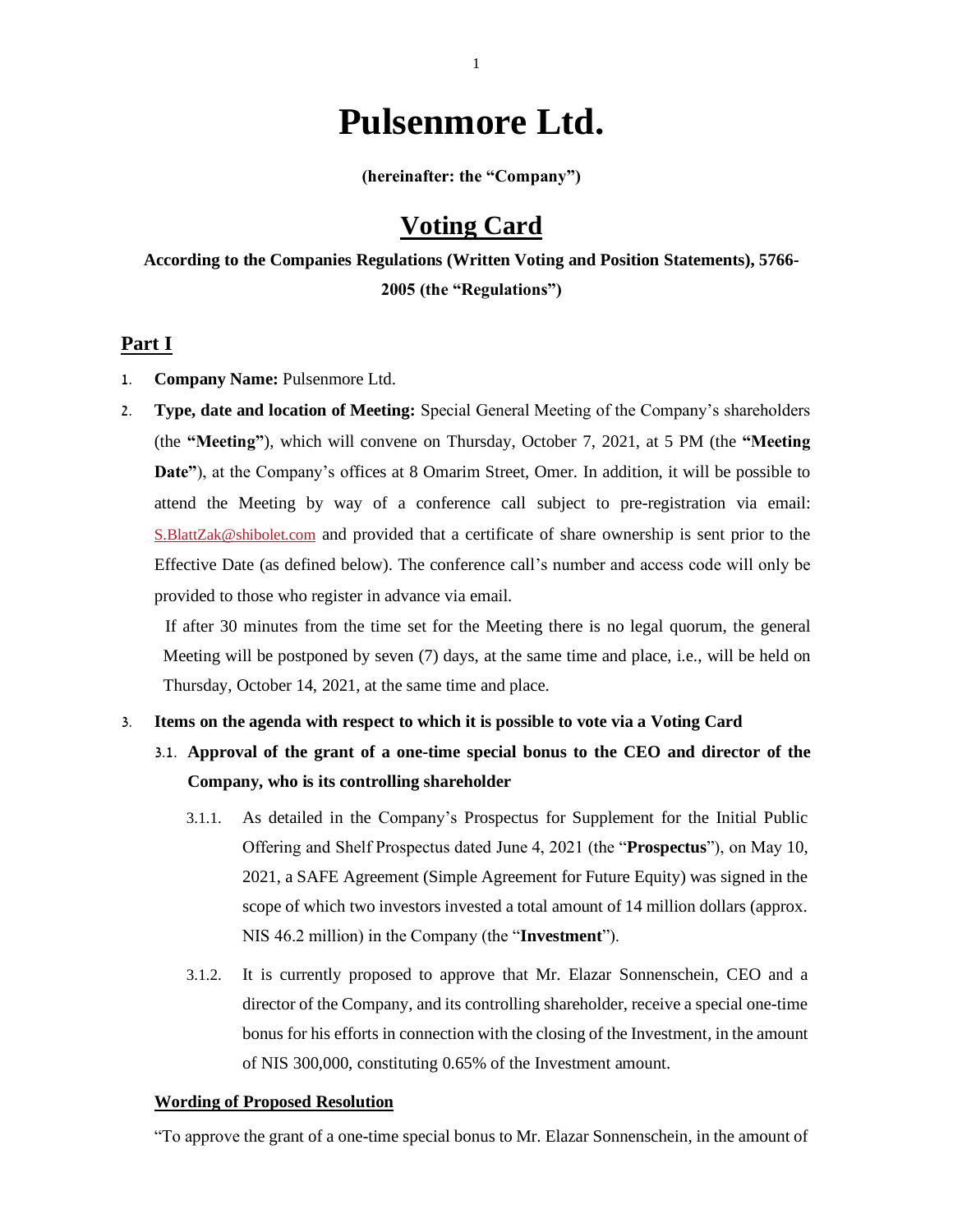# Pulsenmore Ltd.

**(hereinafter: the "Company")**

## Voting Card

**According to the Companies Regulations (Written Voting and Position Statements), 5766-2005 (the "Regulations")**

## Part I

1. **Company Name:** Pulsenmore Ltd.
2. **Type, date and location of Meeting:** Special General Meeting of the Company's shareholders (the **"Meeting"**), which will convene on Thursday, October 7, 2021, at 5 PM (the **"Meeting Date"**), at the Company's offices at 8 Omarim Street, Omer. In addition, it will be possible to attend the Meeting by way of a conference call subject to pre-registration via email: S.BlattZak@shibolet.com and provided that a certificate of share ownership is sent prior to the Effective Date (as defined below). The conference call's number and access code will only be provided to those who register in advance via email.

   If after 30 minutes from the time set for the Meeting there is no legal quorum, the general Meeting will be postponed by seven (7) days, at the same time and place, i.e., will be held on Thursday, October 14, 2021, at the same time and place.

3. **Items on the agenda with respect to which it is possible to vote via a Voting Card**

   3.1. **Approval of the grant of a one-time special bonus to the CEO and director of the Company, who is its controlling shareholder**

   3.1.1. As detailed in the Company's Prospectus for Supplement for the Initial Public Offering and Shelf Prospectus dated June 4, 2021 (the "**Prospectus**"), on May 10, 2021, a SAFE Agreement (Simple Agreement for Future Equity) was signed in the scope of which two investors invested a total amount of 14 million dollars (approx. NIS 46.2 million) in the Company (the "**Investment**").

   3.1.2. It is currently proposed to approve that Mr. Elazar Sonnenschein, CEO and a director of the Company, and its controlling shareholder, receive a special one-time bonus for his efforts in connection with the closing of the Investment, in the amount of NIS 300,000, constituting 0.65% of the Investment amount.

**Wording of Proposed Resolution**

"To approve the grant of a one-time special bonus to Mr. Elazar Sonnenschein, in the amount of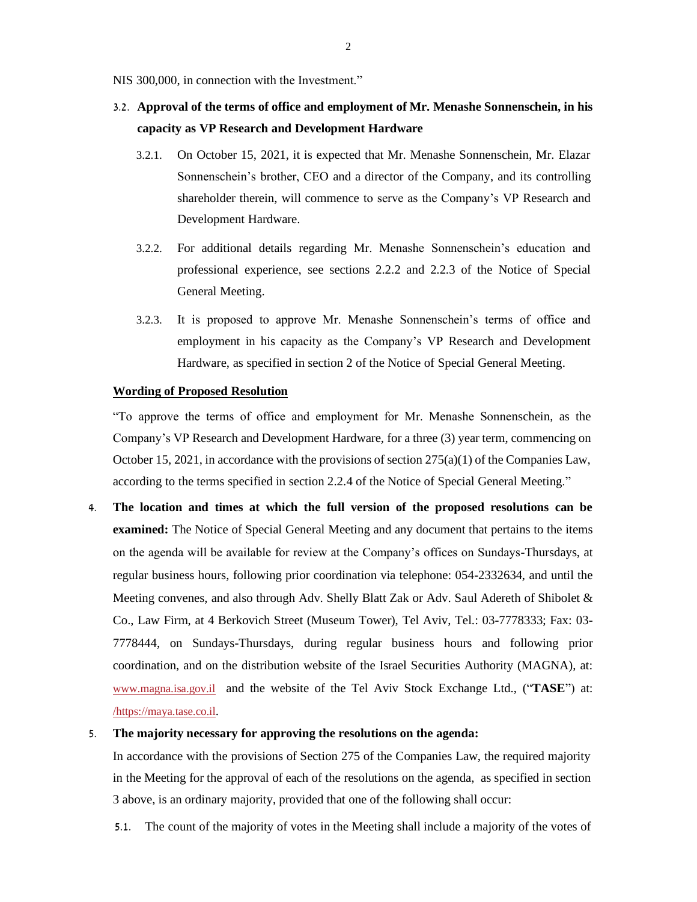NIS 300,000, in connection with the Investment."

3.2. **Approval of the terms of office and employment of Mr. Menashe Sonnenschein, in his capacity as VP Research and Development Hardware**

3.2.1. On October 15, 2021, it is expected that Mr. Menashe Sonnenschein, Mr. Elazar Sonnenschein's brother, CEO and a director of the Company, and its controlling shareholder therein, will commence to serve as the Company's VP Research and Development Hardware.

3.2.2. For additional details regarding Mr. Menashe Sonnenschein's education and professional experience, see sections 2.2.2 and 2.2.3 of the Notice of Special General Meeting.

3.2.3. It is proposed to approve Mr. Menashe Sonnenschein's terms of office and employment in his capacity as the Company's VP Research and Development Hardware, as specified in section 2 of the Notice of Special General Meeting.

**Wording of Proposed Resolution**

"To approve the terms of office and employment for Mr. Menashe Sonnenschein, as the Company's VP Research and Development Hardware, for a three (3) year term, commencing on October 15, 2021, in accordance with the provisions of section 275(a)(1) of the Companies Law, according to the terms specified in section 2.2.4 of the Notice of Special General Meeting."

4. **The location and times at which the full version of the proposed resolutions can be examined:** The Notice of Special General Meeting and any document that pertains to the items on the agenda will be available for review at the Company's offices on Sundays-Thursdays, at regular business hours, following prior coordination via telephone: 054-2332634, and until the Meeting convenes, and also through Adv. Shelly Blatt Zak or Adv. Saul Adereth of Shibolet & Co., Law Firm, at 4 Berkovich Street (Museum Tower), Tel Aviv, Tel.: 03-7778333; Fax: 03-7778444, on Sundays-Thursdays, during regular business hours and following prior coordination, and on the distribution website of the Israel Securities Authority (MAGNA), at: www.magna.isa.gov.il and the website of the Tel Aviv Stock Exchange Ltd., ("**TASE**") at: /https://maya.tase.co.il.

5. **The majority necessary for approving the resolutions on the agenda:**

In accordance with the provisions of Section 275 of the Companies Law, the required majority in the Meeting for the approval of each of the resolutions on the agenda, as specified in section 3 above, is an ordinary majority, provided that one of the following shall occur:

5.1. The count of the majority of votes in the Meeting shall include a majority of the votes of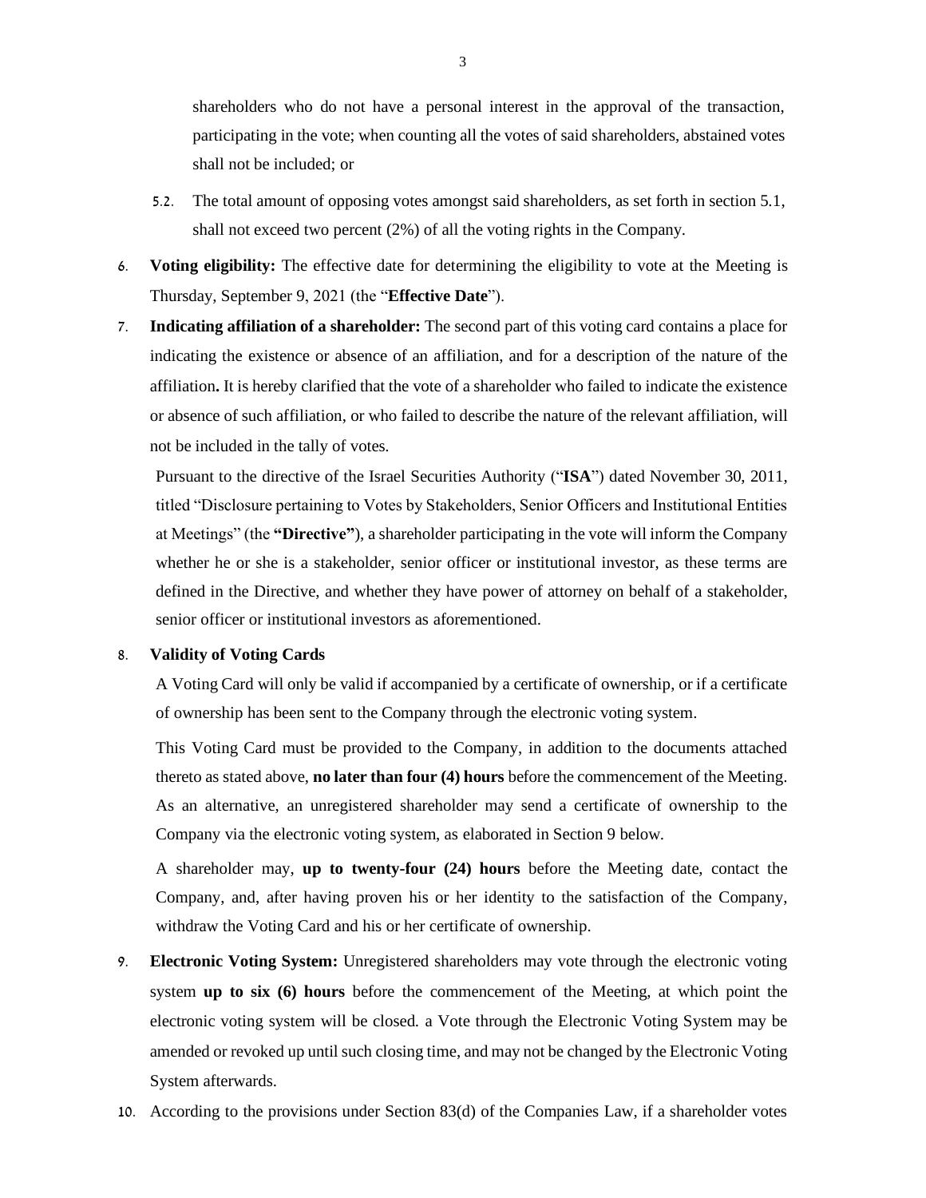shareholders who do not have a personal interest in the approval of the transaction, participating in the vote; when counting all the votes of said shareholders, abstained votes shall not be included; or

5.2. The total amount of opposing votes amongst said shareholders, as set forth in section 5.1, shall not exceed two percent (2%) of all the voting rights in the Company.

6. **Voting eligibility:** The effective date for determining the eligibility to vote at the Meeting is Thursday, September 9, 2021 (the "**Effective Date**").

7. **Indicating affiliation of a shareholder:** The second part of this voting card contains a place for indicating the existence or absence of an affiliation, and for a description of the nature of the affiliation**.** It is hereby clarified that the vote of a shareholder who failed to indicate the existence or absence of such affiliation, or who failed to describe the nature of the relevant affiliation, will not be included in the tally of votes.

   Pursuant to the directive of the Israel Securities Authority ("**ISA**") dated November 30, 2011, titled "Disclosure pertaining to Votes by Stakeholders, Senior Officers and Institutional Entities at Meetings" (the **"Directive"**), a shareholder participating in the vote will inform the Company whether he or she is a stakeholder, senior officer or institutional investor, as these terms are defined in the Directive, and whether they have power of attorney on behalf of a stakeholder, senior officer or institutional investors as aforementioned.

8. **Validity of Voting Cards**

   A Voting Card will only be valid if accompanied by a certificate of ownership, or if a certificate of ownership has been sent to the Company through the electronic voting system.

   This Voting Card must be provided to the Company, in addition to the documents attached thereto as stated above, **no later than four (4) hours** before the commencement of the Meeting. As an alternative, an unregistered shareholder may send a certificate of ownership to the Company via the electronic voting system, as elaborated in Section 9 below.

   A shareholder may, **up to twenty-four (24) hours** before the Meeting date, contact the Company, and, after having proven his or her identity to the satisfaction of the Company, withdraw the Voting Card and his or her certificate of ownership.

9. **Electronic Voting System:** Unregistered shareholders may vote through the electronic voting system **up to six (6) hours** before the commencement of the Meeting, at which point the electronic voting system will be closed. a Vote through the Electronic Voting System may be amended or revoked up until such closing time, and may not be changed by the Electronic Voting System afterwards.

10. According to the provisions under Section 83(d) of the Companies Law, if a shareholder votes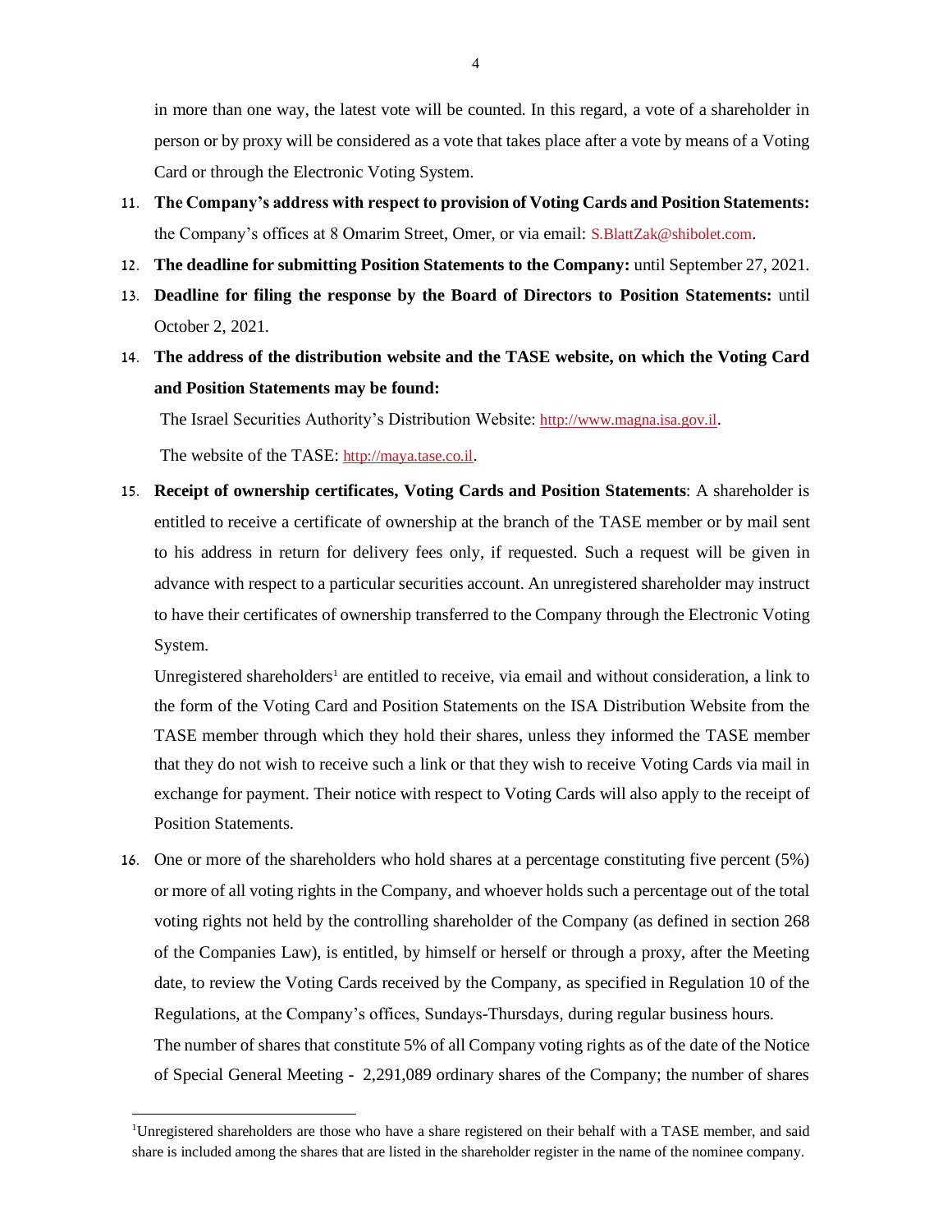in more than one way, the latest vote will be counted. In this regard, a vote of a shareholder in person or by proxy will be considered as a vote that takes place after a vote by means of a Voting Card or through the Electronic Voting System.

11. **The Company's address with respect to provision of Voting Cards and Position Statements:** the Company's offices at 8 Omarim Street, Omer, or via email: S.BlattZak@shibolet.com.
12. **The deadline for submitting Position Statements to the Company:** until September 27, 2021.
13. **Deadline for filing the response by the Board of Directors to Position Statements:** until October 2, 2021.
14. **The address of the distribution website and the TASE website, on which the Voting Card and Position Statements may be found:**

    The Israel Securities Authority's Distribution Website: http://www.magna.isa.gov.il.

    The website of the TASE: http://maya.tase.co.il.

15. **Receipt of ownership certificates, Voting Cards and Position Statements**: A shareholder is entitled to receive a certificate of ownership at the branch of the TASE member or by mail sent to his address in return for delivery fees only, if requested. Such a request will be given in advance with respect to a particular securities account. An unregistered shareholder may instruct to have their certificates of ownership transferred to the Company through the Electronic Voting System.

    Unregistered shareholders[1] are entitled to receive, via email and without consideration, a link to the form of the Voting Card and Position Statements on the ISA Distribution Website from the TASE member through which they hold their shares, unless they informed the TASE member that they do not wish to receive such a link or that they wish to receive Voting Cards via mail in exchange for payment. Their notice with respect to Voting Cards will also apply to the receipt of Position Statements.

16. One or more of the shareholders who hold shares at a percentage constituting five percent (5%) or more of all voting rights in the Company, and whoever holds such a percentage out of the total voting rights not held by the controlling shareholder of the Company (as defined in section 268 of the Companies Law), is entitled, by himself or herself or through a proxy, after the Meeting date, to review the Voting Cards received by the Company, as specified in Regulation 10 of the Regulations, at the Company's offices, Sundays-Thursdays, during regular business hours.

    The number of shares that constitute 5% of all Company voting rights as of the date of the Notice of Special General Meeting - 2,291,089 ordinary shares of the Company; the number of shares

---

[1]Unregistered shareholders are those who have a share registered on their behalf with a TASE member, and said share is included among the shares that are listed in the shareholder register in the name of the nominee company.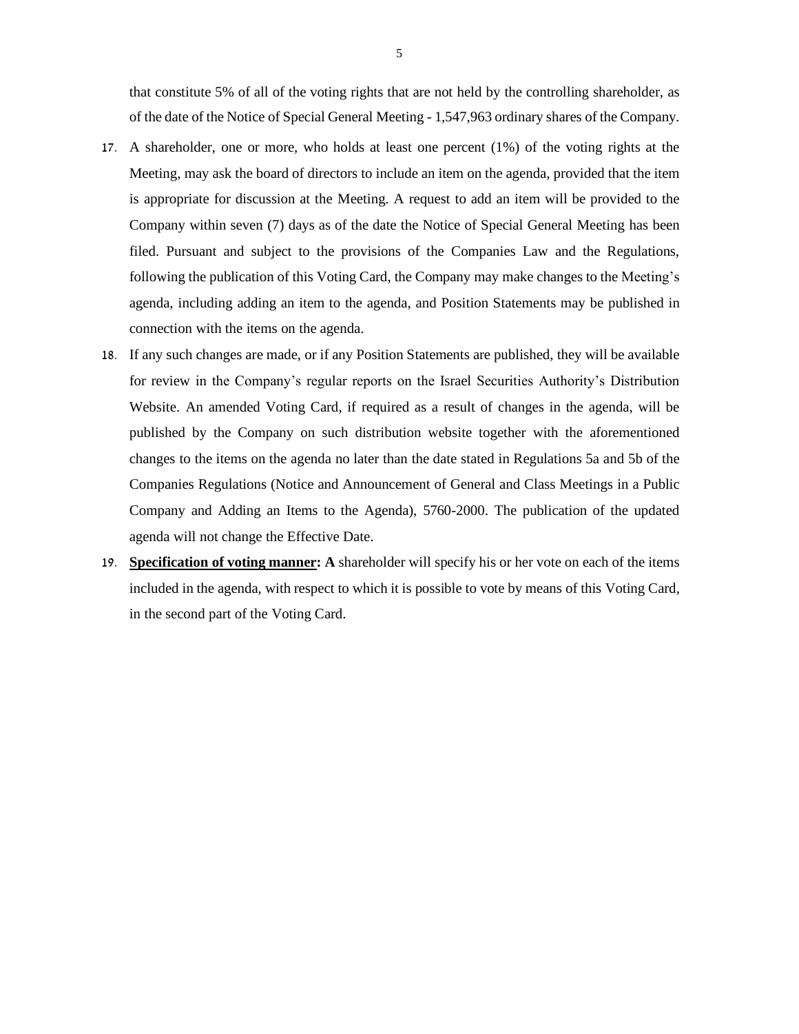that constitute 5% of all of the voting rights that are not held by the controlling shareholder, as of the date of the Notice of Special General Meeting - 1,547,963 ordinary shares of the Company.

17. A shareholder, one or more, who holds at least one percent (1%) of the voting rights at the Meeting, may ask the board of directors to include an item on the agenda, provided that the item is appropriate for discussion at the Meeting. A request to add an item will be provided to the Company within seven (7) days as of the date the Notice of Special General Meeting has been filed. Pursuant and subject to the provisions of the Companies Law and the Regulations, following the publication of this Voting Card, the Company may make changes to the Meeting's agenda, including adding an item to the agenda, and Position Statements may be published in connection with the items on the agenda.

18. If any such changes are made, or if any Position Statements are published, they will be available for review in the Company's regular reports on the Israel Securities Authority's Distribution Website. An amended Voting Card, if required as a result of changes in the agenda, will be published by the Company on such distribution website together with the aforementioned changes to the items on the agenda no later than the date stated in Regulations 5a and 5b of the Companies Regulations (Notice and Announcement of General and Class Meetings in a Public Company and Adding an Items to the Agenda), 5760-2000. The publication of the updated agenda will not change the Effective Date.

19. **<u>Specification of voting manner</u>: A** shareholder will specify his or her vote on each of the items included in the agenda, with respect to which it is possible to vote by means of this Voting Card, in the second part of the Voting Card.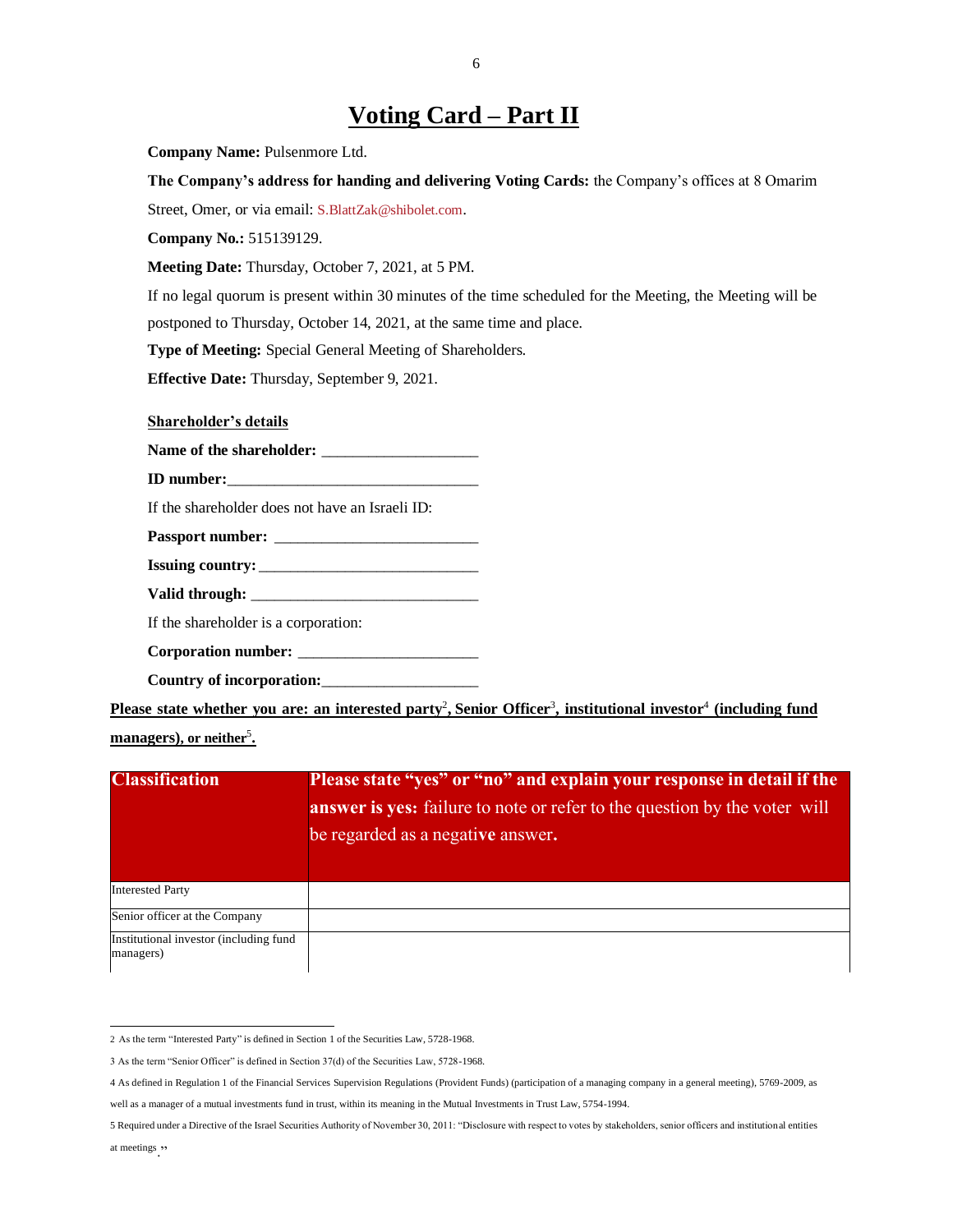# Voting Card – Part II

**Company Name:** Pulsenmore Ltd.

**The Company's address for handing and delivering Voting Cards:** the Company's offices at 8 Omarim Street, Omer, or via email: S.BlattZak@shibolet.com.

**Company No.:** 515139129.

**Meeting Date:** Thursday, October 7, 2021, at 5 PM.

If no legal quorum is present within 30 minutes of the time scheduled for the Meeting, the Meeting will be postponed to Thursday, October 14, 2021, at the same time and place.

**Type of Meeting:** Special General Meeting of Shareholders.

**Effective Date:** Thursday, September 9, 2021.

**Shareholder's details**

**Name of the shareholder:** ____________________

**ID number:**________________________________

If the shareholder does not have an Israeli ID:

**Passport number:** __________________________

**Issuing country:** ____________________________

**Valid through:** _____________________________

If the shareholder is a corporation:

**Corporation number:** _______________________

**Country of incorporation:**____________________

**Please state whether you are: an interested party[2], Senior Officer[3], institutional investor[4] (including fund managers), or neither[5].**

| Classification | **Please state "yes" or "no" and explain your response in detail if the answer is yes:** failure to note or refer to the question by the voter will be regarded as a negative answer. |
|---|---|
| Interested Party | |
| Senior officer at the Company | |
| Institutional investor (including fund managers) | |

2 As the term "Interested Party" is defined in Section 1 of the Securities Law, 5728-1968.

3 As the term "Senior Officer" is defined in Section 37(d) of the Securities Law, 5728-1968.

4 As defined in Regulation 1 of the Financial Services Supervision Regulations (Provident Funds) (participation of a managing company in a general meeting), 5769-2009, as well as a manager of a mutual investments fund in trust, within its meaning in the Mutual Investments in Trust Law, 5754-1994.

5 Required under a Directive of the Israel Securities Authority of November 30, 2011: "Disclosure with respect to votes by stakeholders, senior officers and institutional entities at meetings."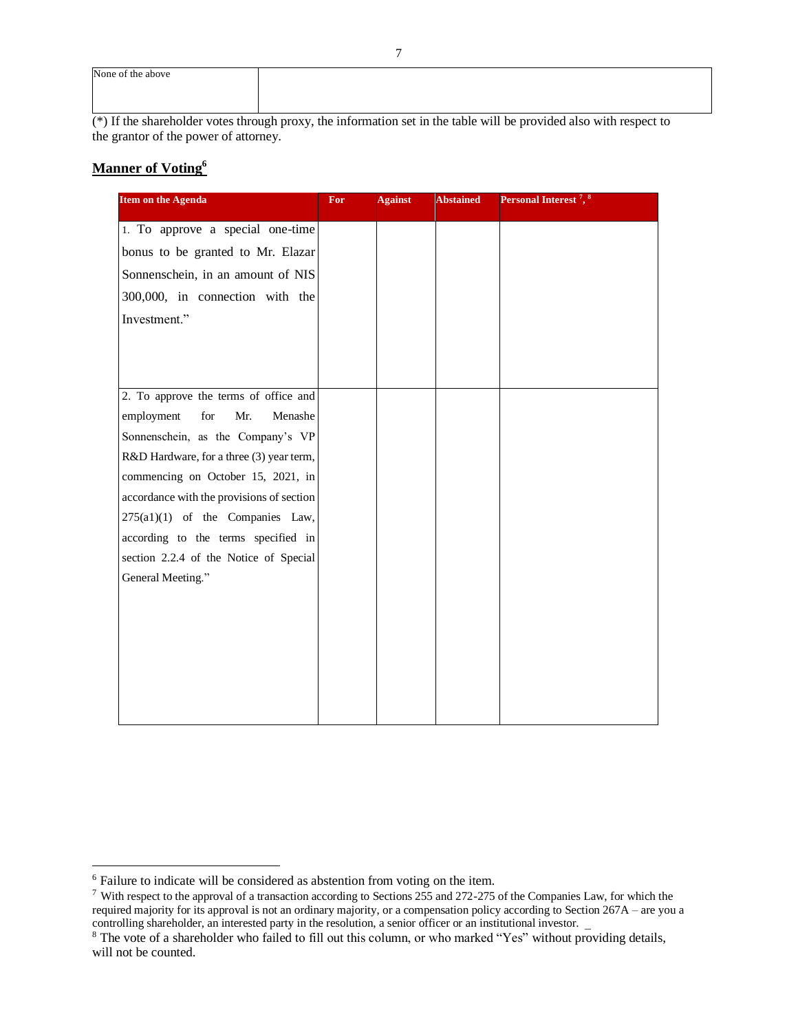| | |
|---|---|
| None of the above | |

(*) If the shareholder votes through proxy, the information set in the table will be provided also with respect to the grantor of the power of attorney.

## Manner of Voting[6]

| Item on the Agenda | For | Against | Abstained | Personal Interest [7, 8] |
|---|---|---|---|---|
| 1. To approve a special one-time bonus to be granted to Mr. Elazar Sonnenschein, in an amount of NIS 300,000, in connection with the Investment." | | | | |
| 2. To approve the terms of office and employment for Mr. Menashe Sonnenschein, as the Company's VP R&D Hardware, for a three (3) year term, commencing on October 15, 2021, in accordance with the provisions of section 275(a1)(1) of the Companies Law, according to the terms specified in section 2.2.4 of the Notice of Special General Meeting." | | | | |

[6] Failure to indicate will be considered as abstention from voting on the item.

[7] With respect to the approval of a transaction according to Sections 255 and 272-275 of the Companies Law, for which the required majority for its approval is not an ordinary majority, or a compensation policy according to Section 267A – are you a controlling shareholder, an interested party in the resolution, a senior officer or an institutional investor. _

[8] The vote of a shareholder who failed to fill out this column, or who marked "Yes" without providing details, will not be counted.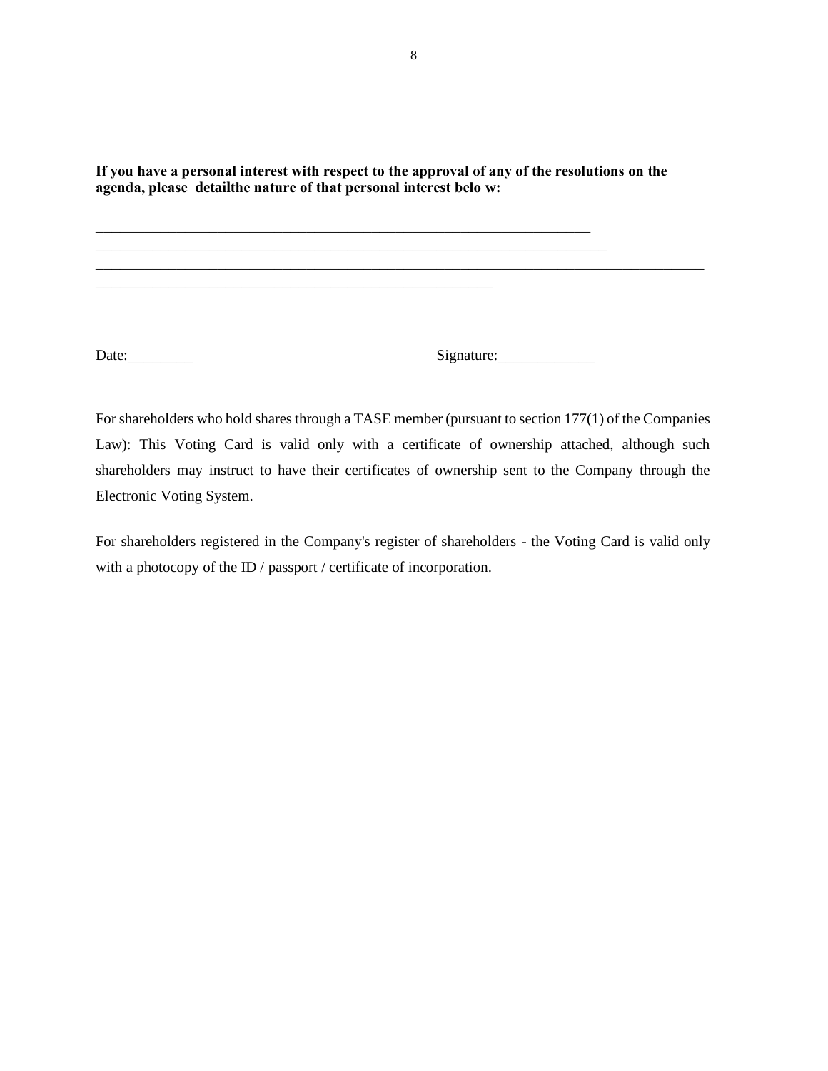**If you have a personal interest with respect to the approval of any of the resolutions on the agenda, please detailthe nature of that personal interest belo w:**

______________________________________________________________________

______________________________________________________________________

______________________________________________________________________

______________________________________________________

Date:_________ Signature:_____________

For shareholders who hold shares through a TASE member (pursuant to section 177(1) of the Companies Law): This Voting Card is valid only with a certificate of ownership attached, although such shareholders may instruct to have their certificates of ownership sent to the Company through the Electronic Voting System.

For shareholders registered in the Company's register of shareholders - the Voting Card is valid only with a photocopy of the ID / passport / certificate of incorporation.